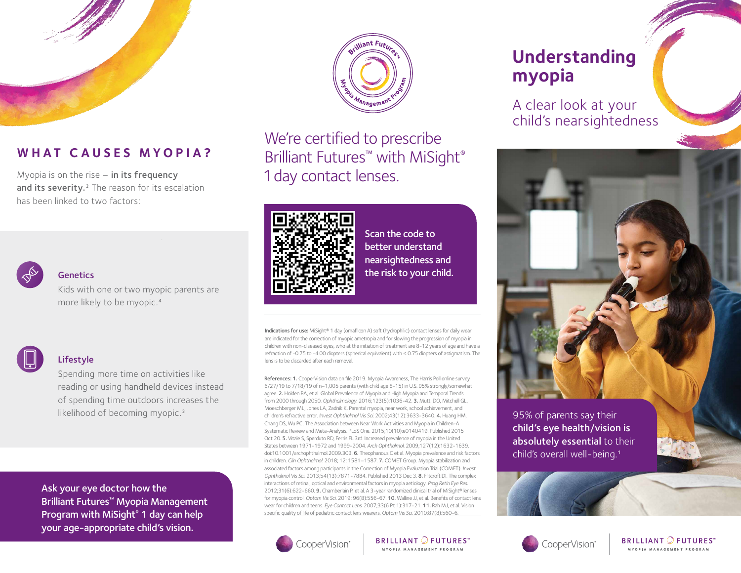# WHAT CAUSES MYOPIA?

Myopia is on the rise – **in its frequency and its severity.**[2] The reason for its escalation has been linked to two factors:

### Genetics

Kids with one or two myopic parents are more likely to be myopic.[4]

### Lifestyle

Spending more time on activities like reading or using handheld devices instead of spending time outdoors increases the likelihood of becoming myopic.[3]

**Ask your eye doctor how the Brilliant Futures™ Myopia Management Program with MiSight® 1 day can help your age-appropriate child's vision.**

Brilliant Futures™ Myopia Management Program

## We're certified to prescribe Brilliant Futures™ with MiSight® 1 day contact lenses.

**Scan the code to better understand nearsightedness and the risk to your child.**

**Indications for use:** MiSight® 1 day (omafilcon A) soft (hydrophilic) contact lenses for daily wear are indicated for the correction of myopic ametropia and for slowing the progression of myopia in children with non-diseased eyes, who at the initiation of treatment are 8-12 years of age and have a refraction of -0.75 to -4.00 diopters (spherical equivalent) with ≤ 0.75 diopters of astigmatism. The lens is to be discarded after each removal.

**References: 1.** CooperVision data on file 2019. Myopia Awareness, The Harris Poll online survey 6/27/19 to 7/18/19 of n=1,005 parents (with child age 8-15) in U.S. 95% strongly/somewhat agree. **2.** Holden BA, et al. Global Prevalence of Myopia and High Myopia and Temporal Trends from 2000 through 2050. *Ophthalmology*. 2016;123(5):1036-42. **3.** Mutti DO, Mitchell GL, Moeschberger ML, Jones LA, Zadnik K. Parental myopia, near work, school achievement, and children's refractive error. *Invest Ophthalmol Vis Sci*. 2002;43(12):3633-3640. **4.** Huang HM, Chang DS, Wu PC. The Association between Near Work Activities and Myopia in Children-A Systematic Review and Meta-Analysis. PLoS One. 2015;10(10):e0140419. Published 2015 Oct 20. **5.** Vitale S, Sperduto RD, Ferris FL 3rd. Increased prevalence of myopia in the United States between 1971-1972 and 1999-2004. *Arch Ophthalmol*. 2009;127(12):1632-1639. doi:10.1001/archophthalmol.2009.303. **6.** Theophanous C et al. Myopia prevalence and risk factors in children. *Clin Ophthalmol*. 2018; 12: 1581–1587. **7.** COMET Group. Myopia stabilization and associated factors among participants in the Correction of Myopia Evaluation Trial (COMET). *Invest Ophthalmol Vis Sci*. 2013;54(13):7871-7884. Published 2013 Dec 3. **8.** Flitcroft DI. The complex interactions of retinal, optical and environmental factors in myopia aetiology. *Prog Retin Eye Res*. 2012;31(6):622-660. **9.** Chamberlain P, et al. A 3-year randomized clinical trial of MiSight® lenses for myopia control. *Optom Vis Sci*. 2019; 96(8):556-67. **10.** Walline JJ, et al. Benefits of contact lens wear for children and teens. *Eye Contact Lens*. 2007;33(6 Pt 1):317-21. **11.** Rah MJ, et al. Vision specific quality of life of pediatric contact lens wearers. *Optom Vis Sci*. 2010;87(8):560-6.

CooperVision® | BRILLIANT FUTURES™ MYOPIA MANAGEMENT PROGRAM

# Understanding myopia

## A clear look at your child's nearsightedness

95% of parents say their **child's eye health/vision is absolutely essential** to their child's overall well-being.[1]

CooperVision® | BRILLIANT FUTURES™ MYOPIA MANAGEMENT PROGRAM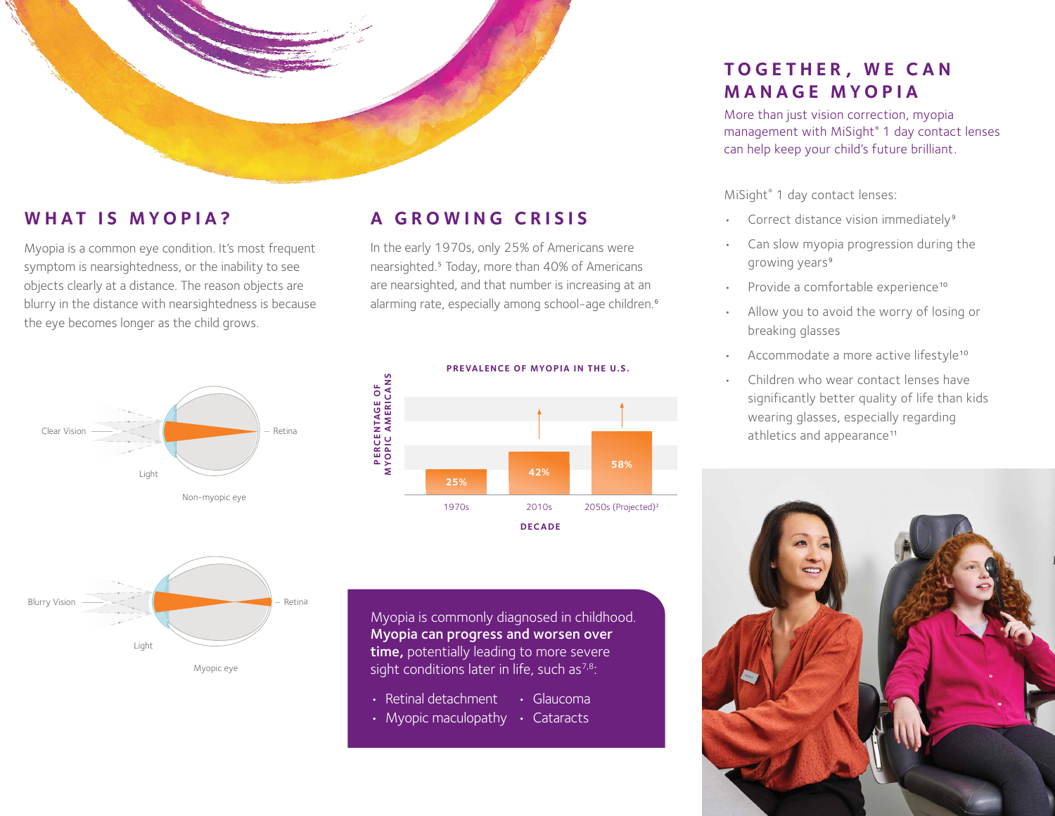## WHAT IS MYOPIA?

Myopia is a common eye condition. It's most frequent symptom is nearsightedness, or the inability to see objects clearly at a distance. The reason objects are blurry in the distance with nearsightedness is because the eye becomes longer as the child grows.

Clear Vision

Retina

Light

Non-myopic eye

Blurry Vision

Retina

Light

Myopic eye

## A GROWING CRISIS

In the early 1970s, only 25% of Americans were nearsighted.[5] Today, more than 40% of Americans are nearsighted, and that number is increasing at an alarming rate, especially among school-age children.[6]

PREVALENCE OF MYOPIA IN THE U.S.

PERCENTAGE OF MYOPIC AMERICANS

25%

42%

58%

1970s

2010s

2050s (Projected)[2]

DECADE

Myopia is commonly diagnosed in childhood. **Myopia can progress and worsen over time,** potentially leading to more severe sight conditions later in life, such as[7,8]:

- Retinal detachment
- Myopic maculopathy
- Glaucoma
- Cataracts

## TOGETHER, WE CAN MANAGE MYOPIA

More than just vision correction, myopia management with MiSight® 1 day contact lenses can help keep your child's future brilliant.

MiSight® 1 day contact lenses:

- Correct distance vision immediately[9]
- Can slow myopia progression during the growing years[9]
- Provide a comfortable experience[10]
- Allow you to avoid the worry of losing or breaking glasses
- Accommodate a more active lifestyle[10]
- Children who wear contact lenses have significantly better quality of life than kids wearing glasses, especially regarding athletics and appearance[11]